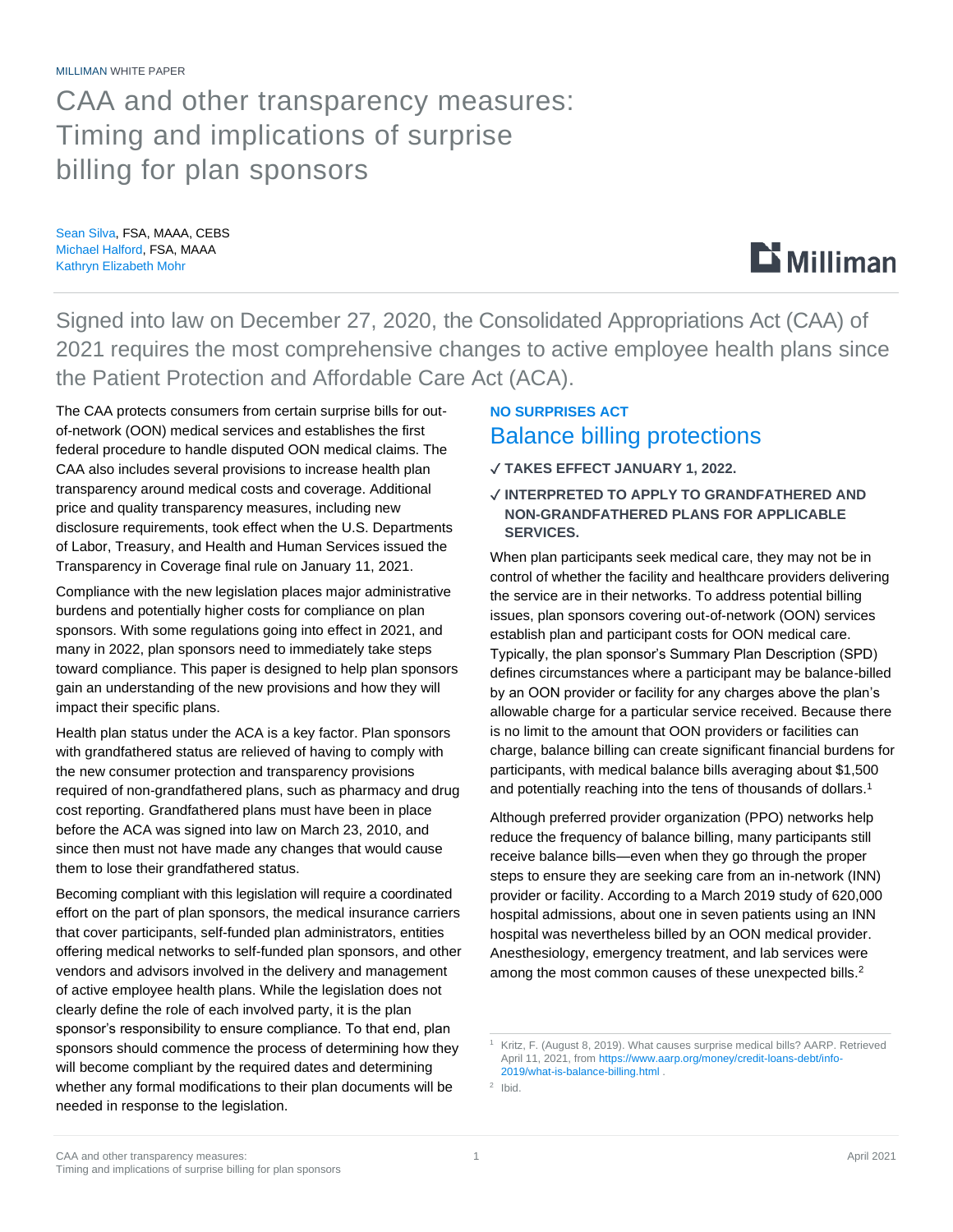MILLIMAN WHITE PAPER

# CAA and other transparency measures: Timing and implications of surprise billing for plan sponsors

Sean Silva, FSA, MAAA, CEBS
Michael Halford, FSA, MAAA
Kathryn Elizabeth Mohr

Signed into law on December 27, 2020, the Consolidated Appropriations Act (CAA) of 2021 requires the most comprehensive changes to active employee health plans since the Patient Protection and Affordable Care Act (ACA).

The CAA protects consumers from certain surprise bills for out-of-network (OON) medical services and establishes the first federal procedure to handle disputed OON medical claims. The CAA also includes several provisions to increase health plan transparency around medical costs and coverage. Additional price and quality transparency measures, including new disclosure requirements, took effect when the U.S. Departments of Labor, Treasury, and Health and Human Services issued the Transparency in Coverage final rule on January 11, 2021.

Compliance with the new legislation places major administrative burdens and potentially higher costs for compliance on plan sponsors. With some regulations going into effect in 2021, and many in 2022, plan sponsors need to immediately take steps toward compliance. This paper is designed to help plan sponsors gain an understanding of the new provisions and how they will impact their specific plans.

Health plan status under the ACA is a key factor. Plan sponsors with grandfathered status are relieved of having to comply with the new consumer protection and transparency provisions required of non-grandfathered plans, such as pharmacy and drug cost reporting. Grandfathered plans must have been in place before the ACA was signed into law on March 23, 2010, and since then must not have made any changes that would cause them to lose their grandfathered status.

Becoming compliant with this legislation will require a coordinated effort on the part of plan sponsors, the medical insurance carriers that cover participants, self-funded plan administrators, entities offering medical networks to self-funded plan sponsors, and other vendors and advisors involved in the delivery and management of active employee health plans. While the legislation does not clearly define the role of each involved party, it is the plan sponsor's responsibility to ensure compliance. To that end, plan sponsors should commence the process of determining how they will become compliant by the required dates and determining whether any formal modifications to their plan documents will be needed in response to the legislation.

**NO SURPRISES ACT**

## Balance billing protections

- ✓ **TAKES EFFECT JANUARY 1, 2022.**
- ✓ **INTERPRETED TO APPLY TO GRANDFATHERED AND NON-GRANDFATHERED PLANS FOR APPLICABLE SERVICES.**

When plan participants seek medical care, they may not be in control of whether the facility and healthcare providers delivering the service are in their networks. To address potential billing issues, plan sponsors covering out-of-network (OON) services establish plan and participant costs for OON medical care. Typically, the plan sponsor's Summary Plan Description (SPD) defines circumstances where a participant may be balance-billed by an OON provider or facility for any charges above the plan's allowable charge for a particular service received. Because there is no limit to the amount that OON providers or facilities can charge, balance billing can create significant financial burdens for participants, with medical balance bills averaging about $1,500 and potentially reaching into the tens of thousands of dollars.[1]

Although preferred provider organization (PPO) networks help reduce the frequency of balance billing, many participants still receive balance bills—even when they go through the proper steps to ensure they are seeking care from an in-network (INN) provider or facility. According to a March 2019 study of 620,000 hospital admissions, about one in seven patients using an INN hospital was nevertheless billed by an OON medical provider. Anesthesiology, emergency treatment, and lab services were among the most common causes of these unexpected bills.[2]

[1] Kritz, F. (August 8, 2019). What causes surprise medical bills? AARP. Retrieved April 11, 2021, from https://www.aarp.org/money/credit-loans-debt/info-2019/what-is-balance-billing.html .

[2] Ibid.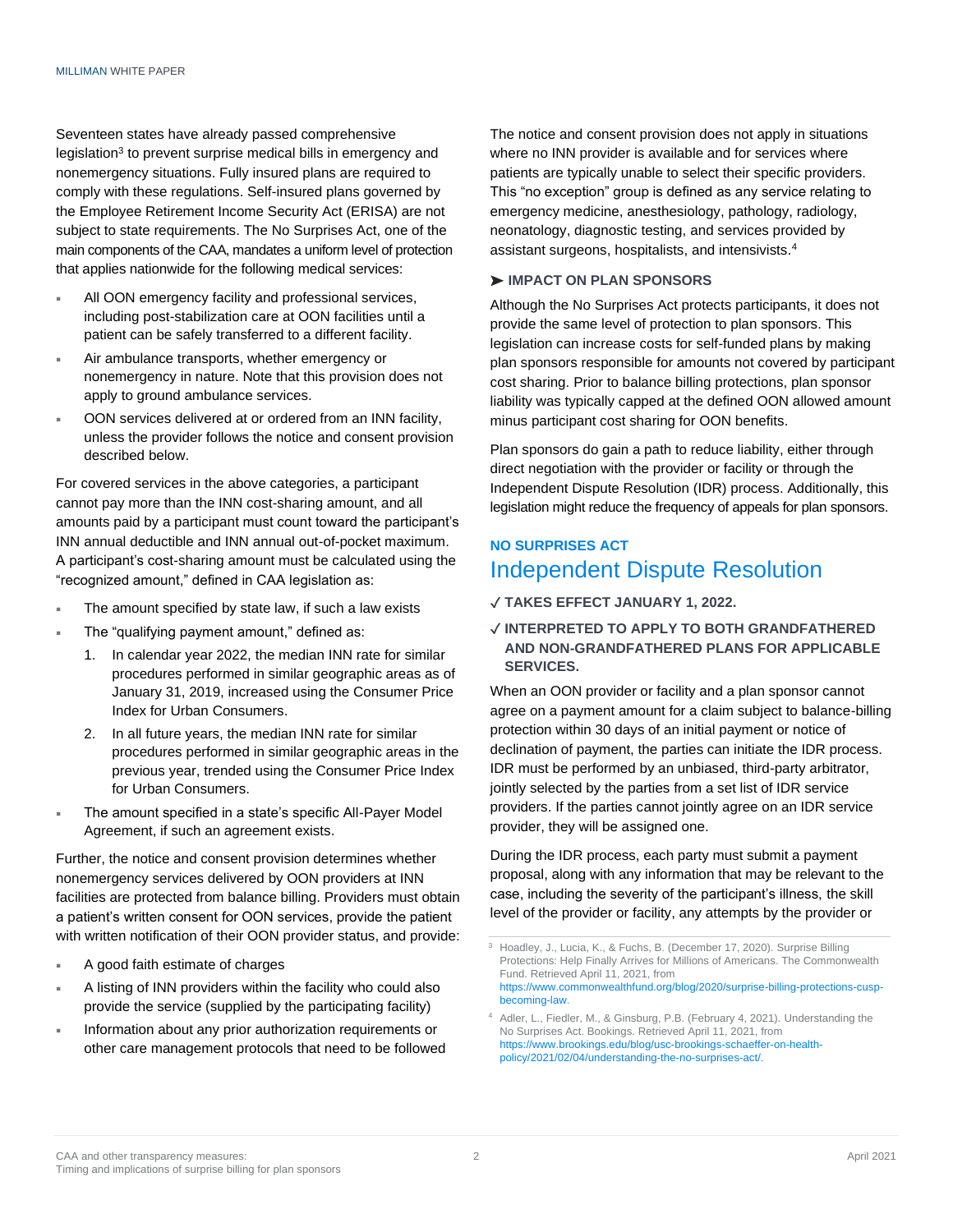Seventeen states have already passed comprehensive legislation[3] to prevent surprise medical bills in emergency and nonemergency situations. Fully insured plans are required to comply with these regulations. Self-insured plans governed by the Employee Retirement Income Security Act (ERISA) are not subject to state requirements. The No Surprises Act, one of the main components of the CAA, mandates a uniform level of protection that applies nationwide for the following medical services:

- All OON emergency facility and professional services, including post-stabilization care at OON facilities until a patient can be safely transferred to a different facility.
- Air ambulance transports, whether emergency or nonemergency in nature. Note that this provision does not apply to ground ambulance services.
- OON services delivered at or ordered from an INN facility, unless the provider follows the notice and consent provision described below.

For covered services in the above categories, a participant cannot pay more than the INN cost-sharing amount, and all amounts paid by a participant must count toward the participant's INN annual deductible and INN annual out-of-pocket maximum. A participant's cost-sharing amount must be calculated using the "recognized amount," defined in CAA legislation as:

- The amount specified by state law, if such a law exists
- The "qualifying payment amount," defined as:
  1. In calendar year 2022, the median INN rate for similar procedures performed in similar geographic areas as of January 31, 2019, increased using the Consumer Price Index for Urban Consumers.
  2. In all future years, the median INN rate for similar procedures performed in similar geographic areas in the previous year, trended using the Consumer Price Index for Urban Consumers.
- The amount specified in a state's specific All-Payer Model Agreement, if such an agreement exists.

Further, the notice and consent provision determines whether nonemergency services delivered by OON providers at INN facilities are protected from balance billing. Providers must obtain a patient's written consent for OON services, provide the patient with written notification of their OON provider status, and provide:

- A good faith estimate of charges
- A listing of INN providers within the facility who could also provide the service (supplied by the participating facility)
- Information about any prior authorization requirements or other care management protocols that need to be followed

The notice and consent provision does not apply in situations where no INN provider is available and for services where patients are typically unable to select their specific providers. This "no exception" group is defined as any service relating to emergency medicine, anesthesiology, pathology, radiology, neonatology, diagnostic testing, and services provided by assistant surgeons, hospitalists, and intensivists.[4]

### ➤ IMPACT ON PLAN SPONSORS

Although the No Surprises Act protects participants, it does not provide the same level of protection to plan sponsors. This legislation can increase costs for self-funded plans by making plan sponsors responsible for amounts not covered by participant cost sharing. Prior to balance billing protections, plan sponsor liability was typically capped at the defined OON allowed amount minus participant cost sharing for OON benefits.

Plan sponsors do gain a path to reduce liability, either through direct negotiation with the provider or facility or through the Independent Dispute Resolution (IDR) process. Additionally, this legislation might reduce the frequency of appeals for plan sponsors.

**NO SURPRISES ACT**

## Independent Dispute Resolution

✓ **TAKES EFFECT JANUARY 1, 2022.**

✓ **INTERPRETED TO APPLY TO BOTH GRANDFATHERED AND NON-GRANDFATHERED PLANS FOR APPLICABLE SERVICES.**

When an OON provider or facility and a plan sponsor cannot agree on a payment amount for a claim subject to balance-billing protection within 30 days of an initial payment or notice of declination of payment, the parties can initiate the IDR process. IDR must be performed by an unbiased, third-party arbitrator, jointly selected by the parties from a set list of IDR service providers. If the parties cannot jointly agree on an IDR service provider, they will be assigned one.

During the IDR process, each party must submit a payment proposal, along with any information that may be relevant to the case, including the severity of the participant's illness, the skill level of the provider or facility, any attempts by the provider or

---

[3] Hoadley, J., Lucia, K., & Fuchs, B. (December 17, 2020). Surprise Billing Protections: Help Finally Arrives for Millions of Americans. The Commonwealth Fund. Retrieved April 11, 2021, from https://www.commonwealthfund.org/blog/2020/surprise-billing-protections-cusp-becoming-law.

[4] Adler, L., Fiedler, M., & Ginsburg, P.B. (February 4, 2021). Understanding the No Surprises Act. Bookings. Retrieved April 11, 2021, from https://www.brookings.edu/blog/usc-brookings-schaeffer-on-health-policy/2021/02/04/understanding-the-no-surprises-act/.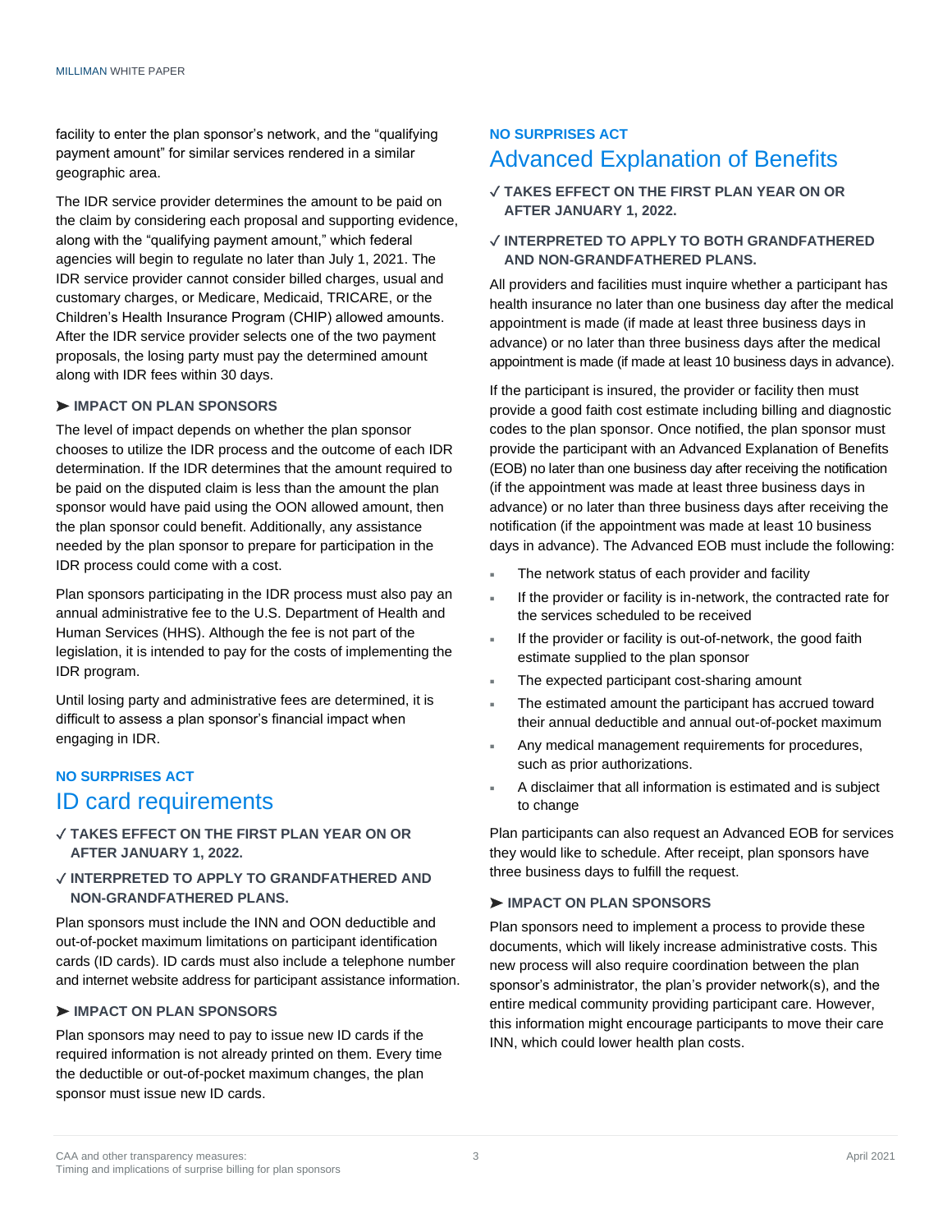facility to enter the plan sponsor's network, and the "qualifying payment amount" for similar services rendered in a similar geographic area.

The IDR service provider determines the amount to be paid on the claim by considering each proposal and supporting evidence, along with the "qualifying payment amount," which federal agencies will begin to regulate no later than July 1, 2021. The IDR service provider cannot consider billed charges, usual and customary charges, or Medicare, Medicaid, TRICARE, or the Children's Health Insurance Program (CHIP) allowed amounts. After the IDR service provider selects one of the two payment proposals, the losing party must pay the determined amount along with IDR fees within 30 days.

### ➤ IMPACT ON PLAN SPONSORS

The level of impact depends on whether the plan sponsor chooses to utilize the IDR process and the outcome of each IDR determination. If the IDR determines that the amount required to be paid on the disputed claim is less than the amount the plan sponsor would have paid using the OON allowed amount, then the plan sponsor could benefit. Additionally, any assistance needed by the plan sponsor to prepare for participation in the IDR process could come with a cost.

Plan sponsors participating in the IDR process must also pay an annual administrative fee to the U.S. Department of Health and Human Services (HHS). Although the fee is not part of the legislation, it is intended to pay for the costs of implementing the IDR program.

Until losing party and administrative fees are determined, it is difficult to assess a plan sponsor's financial impact when engaging in IDR.

**NO SURPRISES ACT**

## ID card requirements

- ✓ **TAKES EFFECT ON THE FIRST PLAN YEAR ON OR AFTER JANUARY 1, 2022.**
- ✓ **INTERPRETED TO APPLY TO GRANDFATHERED AND NON-GRANDFATHERED PLANS.**

Plan sponsors must include the INN and OON deductible and out-of-pocket maximum limitations on participant identification cards (ID cards). ID cards must also include a telephone number and internet website address for participant assistance information.

### ➤ IMPACT ON PLAN SPONSORS

Plan sponsors may need to pay to issue new ID cards if the required information is not already printed on them. Every time the deductible or out-of-pocket maximum changes, the plan sponsor must issue new ID cards.

**NO SURPRISES ACT**

## Advanced Explanation of Benefits

- ✓ **TAKES EFFECT ON THE FIRST PLAN YEAR ON OR AFTER JANUARY 1, 2022.**
- ✓ **INTERPRETED TO APPLY TO BOTH GRANDFATHERED AND NON-GRANDFATHERED PLANS.**

All providers and facilities must inquire whether a participant has health insurance no later than one business day after the medical appointment is made (if made at least three business days in advance) or no later than three business days after the medical appointment is made (if made at least 10 business days in advance).

If the participant is insured, the provider or facility then must provide a good faith cost estimate including billing and diagnostic codes to the plan sponsor. Once notified, the plan sponsor must provide the participant with an Advanced Explanation of Benefits (EOB) no later than one business day after receiving the notification (if the appointment was made at least three business days in advance) or no later than three business days after receiving the notification (if the appointment was made at least 10 business days in advance). The Advanced EOB must include the following:

- The network status of each provider and facility
- If the provider or facility is in-network, the contracted rate for the services scheduled to be received
- If the provider or facility is out-of-network, the good faith estimate supplied to the plan sponsor
- The expected participant cost-sharing amount
- The estimated amount the participant has accrued toward their annual deductible and annual out-of-pocket maximum
- Any medical management requirements for procedures, such as prior authorizations.
- A disclaimer that all information is estimated and is subject to change

Plan participants can also request an Advanced EOB for services they would like to schedule. After receipt, plan sponsors have three business days to fulfill the request.

### ➤ IMPACT ON PLAN SPONSORS

Plan sponsors need to implement a process to provide these documents, which will likely increase administrative costs. This new process will also require coordination between the plan sponsor's administrator, the plan's provider network(s), and the entire medical community providing participant care. However, this information might encourage participants to move their care INN, which could lower health plan costs.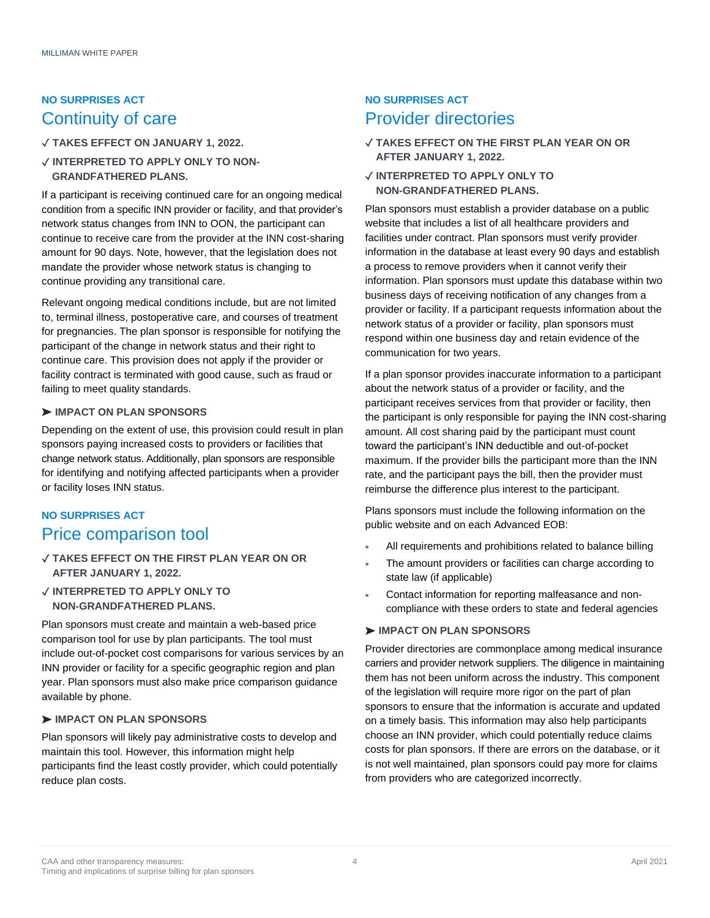NO SURPRISES ACT

## Continuity of care

✓ **TAKES EFFECT ON JANUARY 1, 2022.**

✓ **INTERPRETED TO APPLY ONLY TO NON-GRANDFATHERED PLANS.**

If a participant is receiving continued care for an ongoing medical condition from a specific INN provider or facility, and that provider's network status changes from INN to OON, the participant can continue to receive care from the provider at the INN cost-sharing amount for 90 days. Note, however, that the legislation does not mandate the provider whose network status is changing to continue providing any transitional care.

Relevant ongoing medical conditions include, but are not limited to, terminal illness, postoperative care, and courses of treatment for pregnancies. The plan sponsor is responsible for notifying the participant of the change in network status and their right to continue care. This provision does not apply if the provider or facility contract is terminated with good cause, such as fraud or failing to meet quality standards.

### ➤ IMPACT ON PLAN SPONSORS

Depending on the extent of use, this provision could result in plan sponsors paying increased costs to providers or facilities that change network status. Additionally, plan sponsors are responsible for identifying and notifying affected participants when a provider or facility loses INN status.

NO SURPRISES ACT

## Price comparison tool

✓ **TAKES EFFECT ON THE FIRST PLAN YEAR ON OR AFTER JANUARY 1, 2022.**

✓ **INTERPRETED TO APPLY ONLY TO NON-GRANDFATHERED PLANS.**

Plan sponsors must create and maintain a web-based price comparison tool for use by plan participants. The tool must include out-of-pocket cost comparisons for various services by an INN provider or facility for a specific geographic region and plan year. Plan sponsors must also make price comparison guidance available by phone.

### ➤ IMPACT ON PLAN SPONSORS

Plan sponsors will likely pay administrative costs to develop and maintain this tool. However, this information might help participants find the least costly provider, which could potentially reduce plan costs.

NO SURPRISES ACT

## Provider directories

✓ **TAKES EFFECT ON THE FIRST PLAN YEAR ON OR AFTER JANUARY 1, 2022.**

✓ **INTERPRETED TO APPLY ONLY TO NON-GRANDFATHERED PLANS.**

Plan sponsors must establish a provider database on a public website that includes a list of all healthcare providers and facilities under contract. Plan sponsors must verify provider information in the database at least every 90 days and establish a process to remove providers when it cannot verify their information. Plan sponsors must update this database within two business days of receiving notification of any changes from a provider or facility. If a participant requests information about the network status of a provider or facility, plan sponsors must respond within one business day and retain evidence of the communication for two years.

If a plan sponsor provides inaccurate information to a participant about the network status of a provider or facility, and the participant receives services from that provider or facility, then the participant is only responsible for paying the INN cost-sharing amount. All cost sharing paid by the participant must count toward the participant's INN deductible and out-of-pocket maximum. If the provider bills the participant more than the INN rate, and the participant pays the bill, then the provider must reimburse the difference plus interest to the participant.

Plans sponsors must include the following information on the public website and on each Advanced EOB:

- All requirements and prohibitions related to balance billing
- The amount providers or facilities can charge according to state law (if applicable)
- Contact information for reporting malfeasance and non-compliance with these orders to state and federal agencies

### ➤ IMPACT ON PLAN SPONSORS

Provider directories are commonplace among medical insurance carriers and provider network suppliers. The diligence in maintaining them has not been uniform across the industry. This component of the legislation will require more rigor on the part of plan sponsors to ensure that the information is accurate and updated on a timely basis. This information may also help participants choose an INN provider, which could potentially reduce claims costs for plan sponsors. If there are errors on the database, or it is not well maintained, plan sponsors could pay more for claims from providers who are categorized incorrectly.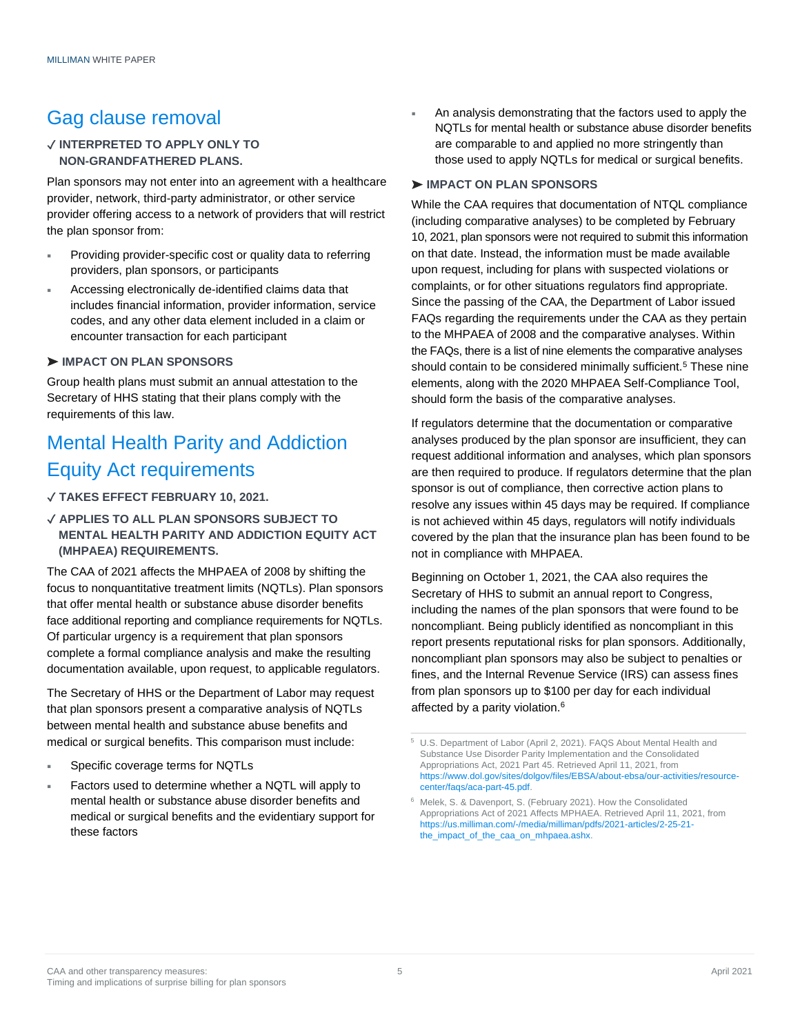## Gag clause removal

✓ **INTERPRETED TO APPLY ONLY TO NON-GRANDFATHERED PLANS.**

Plan sponsors may not enter into an agreement with a healthcare provider, network, third-party administrator, or other service provider offering access to a network of providers that will restrict the plan sponsor from:

- Providing provider-specific cost or quality data to referring providers, plan sponsors, or participants
- Accessing electronically de-identified claims data that includes financial information, provider information, service codes, and any other data element included in a claim or encounter transaction for each participant

➤ **IMPACT ON PLAN SPONSORS**

Group health plans must submit an annual attestation to the Secretary of HHS stating that their plans comply with the requirements of this law.

## Mental Health Parity and Addiction Equity Act requirements

✓ **TAKES EFFECT FEBRUARY 10, 2021.**

✓ **APPLIES TO ALL PLAN SPONSORS SUBJECT TO MENTAL HEALTH PARITY AND ADDICTION EQUITY ACT (MHPAEA) REQUIREMENTS.**

The CAA of 2021 affects the MHPAEA of 2008 by shifting the focus to nonquantitative treatment limits (NQTLs). Plan sponsors that offer mental health or substance abuse disorder benefits face additional reporting and compliance requirements for NQTLs. Of particular urgency is a requirement that plan sponsors complete a formal compliance analysis and make the resulting documentation available, upon request, to applicable regulators.

The Secretary of HHS or the Department of Labor may request that plan sponsors present a comparative analysis of NQTLs between mental health and substance abuse benefits and medical or surgical benefits. This comparison must include:

- Specific coverage terms for NQTLs
- Factors used to determine whether a NQTL will apply to mental health or substance abuse disorder benefits and medical or surgical benefits and the evidentiary support for these factors
- An analysis demonstrating that the factors used to apply the NQTLs for mental health or substance abuse disorder benefits are comparable to and applied no more stringently than those used to apply NQTLs for medical or surgical benefits.

➤ **IMPACT ON PLAN SPONSORS**

While the CAA requires that documentation of NTQL compliance (including comparative analyses) to be completed by February 10, 2021, plan sponsors were not required to submit this information on that date. Instead, the information must be made available upon request, including for plans with suspected violations or complaints, or for other situations regulators find appropriate. Since the passing of the CAA, the Department of Labor issued FAQs regarding the requirements under the CAA as they pertain to the MHPAEA of 2008 and the comparative analyses. Within the FAQs, there is a list of nine elements the comparative analyses should contain to be considered minimally sufficient.[5] These nine elements, along with the 2020 MHPAEA Self-Compliance Tool, should form the basis of the comparative analyses.

If regulators determine that the documentation or comparative analyses produced by the plan sponsor are insufficient, they can request additional information and analyses, which plan sponsors are then required to produce. If regulators determine that the plan sponsor is out of compliance, then corrective action plans to resolve any issues within 45 days may be required. If compliance is not achieved within 45 days, regulators will notify individuals covered by the plan that the insurance plan has been found to be not in compliance with MHPAEA.

Beginning on October 1, 2021, the CAA also requires the Secretary of HHS to submit an annual report to Congress, including the names of the plan sponsors that were found to be noncompliant. Being publicly identified as noncompliant in this report presents reputational risks for plan sponsors. Additionally, noncompliant plan sponsors may also be subject to penalties or fines, and the Internal Revenue Service (IRS) can assess fines from plan sponsors up to $100 per day for each individual affected by a parity violation.[6]

---

[5] U.S. Department of Labor (April 2, 2021). FAQS About Mental Health and Substance Use Disorder Parity Implementation and the Consolidated Appropriations Act, 2021 Part 45. Retrieved April 11, 2021, from https://www.dol.gov/sites/dolgov/files/EBSA/about-ebsa/our-activities/resource-center/faqs/aca-part-45.pdf.

[6] Melek, S. & Davenport, S. (February 2021). How the Consolidated Appropriations Act of 2021 Affects MPHAEA. Retrieved April 11, 2021, from https://us.milliman.com/-/media/milliman/pdfs/2021-articles/2-25-21-the_impact_of_the_caa_on_mhpaea.ashx.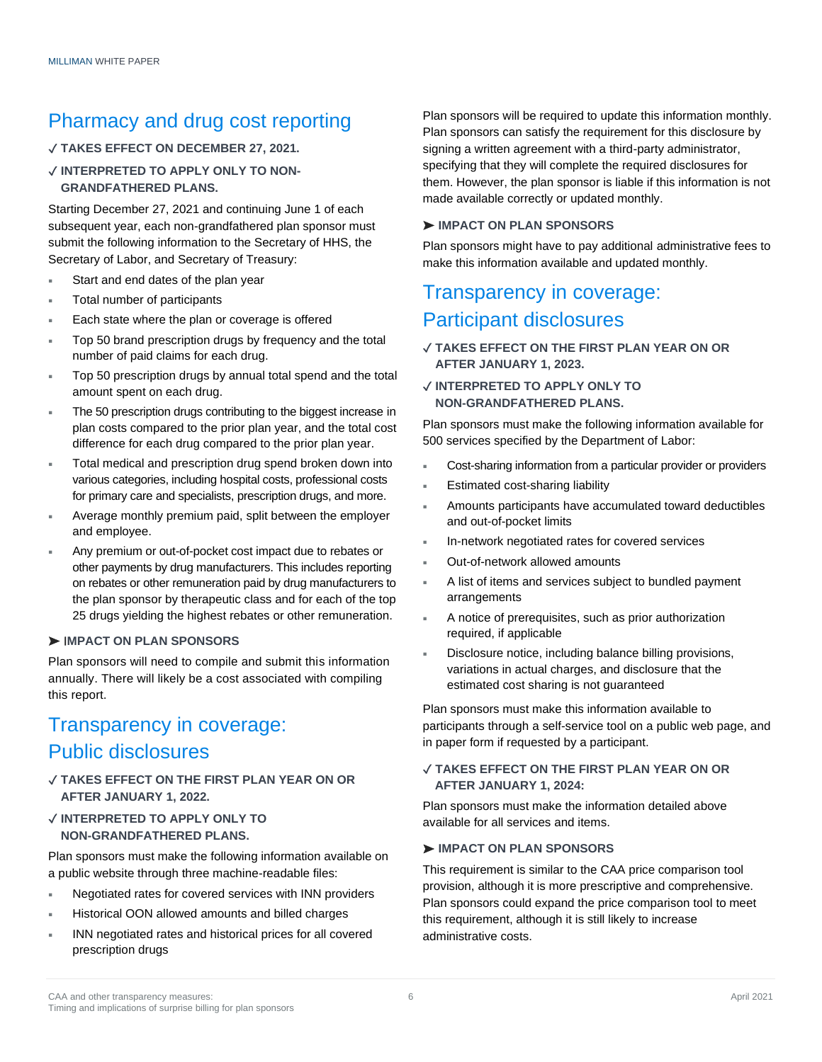## Pharmacy and drug cost reporting

✓ **TAKES EFFECT ON DECEMBER 27, 2021.**

✓ **INTERPRETED TO APPLY ONLY TO NON-GRANDFATHERED PLANS.**

Starting December 27, 2021 and continuing June 1 of each subsequent year, each non-grandfathered plan sponsor must submit the following information to the Secretary of HHS, the Secretary of Labor, and Secretary of Treasury:

- Start and end dates of the plan year
- Total number of participants
- Each state where the plan or coverage is offered
- Top 50 brand prescription drugs by frequency and the total number of paid claims for each drug.
- Top 50 prescription drugs by annual total spend and the total amount spent on each drug.
- The 50 prescription drugs contributing to the biggest increase in plan costs compared to the prior plan year, and the total cost difference for each drug compared to the prior plan year.
- Total medical and prescription drug spend broken down into various categories, including hospital costs, professional costs for primary care and specialists, prescription drugs, and more.
- Average monthly premium paid, split between the employer and employee.
- Any premium or out-of-pocket cost impact due to rebates or other payments by drug manufacturers. This includes reporting on rebates or other remuneration paid by drug manufacturers to the plan sponsor by therapeutic class and for each of the top 25 drugs yielding the highest rebates or other remuneration.

➤ **IMPACT ON PLAN SPONSORS**

Plan sponsors will need to compile and submit this information annually. There will likely be a cost associated with compiling this report.

## Transparency in coverage: Public disclosures

✓ **TAKES EFFECT ON THE FIRST PLAN YEAR ON OR AFTER JANUARY 1, 2022.**

✓ **INTERPRETED TO APPLY ONLY TO NON-GRANDFATHERED PLANS.**

Plan sponsors must make the following information available on a public website through three machine-readable files:

- Negotiated rates for covered services with INN providers
- Historical OON allowed amounts and billed charges
- INN negotiated rates and historical prices for all covered prescription drugs

Plan sponsors will be required to update this information monthly. Plan sponsors can satisfy the requirement for this disclosure by signing a written agreement with a third-party administrator, specifying that they will complete the required disclosures for them. However, the plan sponsor is liable if this information is not made available correctly or updated monthly.

➤ **IMPACT ON PLAN SPONSORS**

Plan sponsors might have to pay additional administrative fees to make this information available and updated monthly.

## Transparency in coverage: Participant disclosures

✓ **TAKES EFFECT ON THE FIRST PLAN YEAR ON OR AFTER JANUARY 1, 2023.**

✓ **INTERPRETED TO APPLY ONLY TO NON-GRANDFATHERED PLANS.**

Plan sponsors must make the following information available for 500 services specified by the Department of Labor:

- Cost-sharing information from a particular provider or providers
- Estimated cost-sharing liability
- Amounts participants have accumulated toward deductibles and out-of-pocket limits
- In-network negotiated rates for covered services
- Out-of-network allowed amounts
- A list of items and services subject to bundled payment arrangements
- A notice of prerequisites, such as prior authorization required, if applicable
- Disclosure notice, including balance billing provisions, variations in actual charges, and disclosure that the estimated cost sharing is not guaranteed

Plan sponsors must make this information available to participants through a self-service tool on a public web page, and in paper form if requested by a participant.

✓ **TAKES EFFECT ON THE FIRST PLAN YEAR ON OR AFTER JANUARY 1, 2024:**

Plan sponsors must make the information detailed above available for all services and items.

➤ **IMPACT ON PLAN SPONSORS**

This requirement is similar to the CAA price comparison tool provision, although it is more prescriptive and comprehensive. Plan sponsors could expand the price comparison tool to meet this requirement, although it is still likely to increase administrative costs.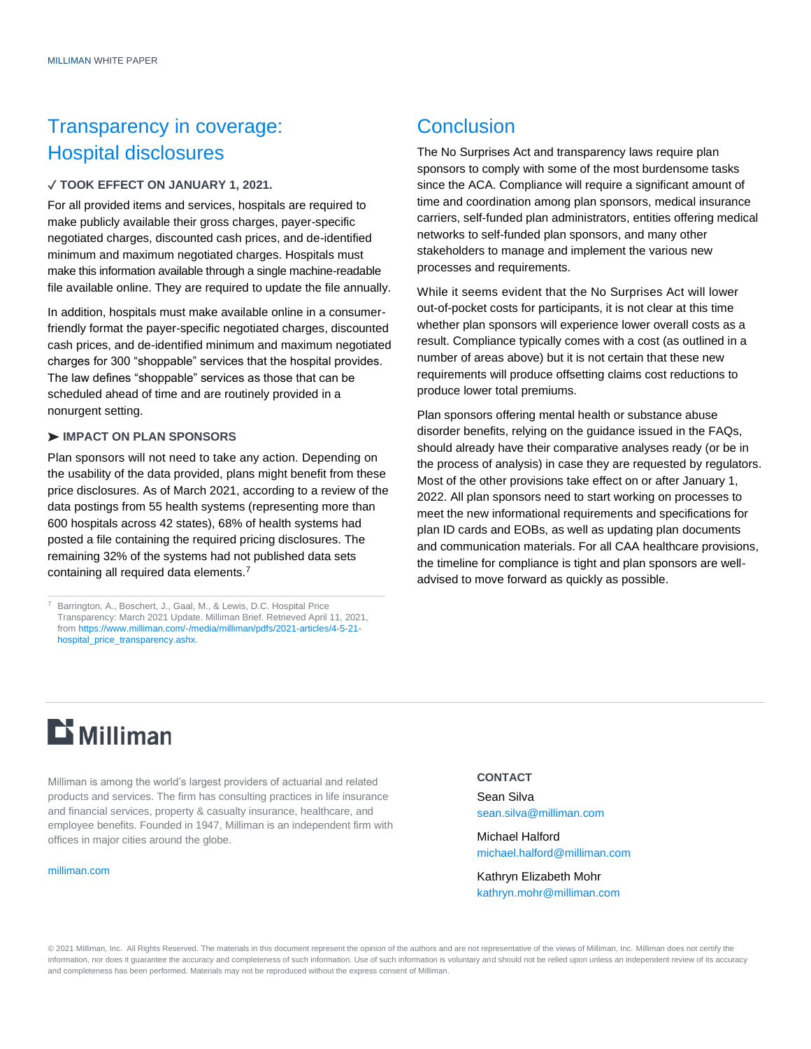## Transparency in coverage: Hospital disclosures

**✓ TOOK EFFECT ON JANUARY 1, 2021.**

For all provided items and services, hospitals are required to make publicly available their gross charges, payer-specific negotiated charges, discounted cash prices, and de-identified minimum and maximum negotiated charges. Hospitals must make this information available through a single machine-readable file available online. They are required to update the file annually.

In addition, hospitals must make available online in a consumer-friendly format the payer-specific negotiated charges, discounted cash prices, and de-identified minimum and maximum negotiated charges for 300 "shoppable" services that the hospital provides. The law defines "shoppable" services as those that can be scheduled ahead of time and are routinely provided in a nonurgent setting.

**➤ IMPACT ON PLAN SPONSORS**

Plan sponsors will not need to take any action. Depending on the usability of the data provided, plans might benefit from these price disclosures. As of March 2021, according to a review of the data postings from 55 health systems (representing more than 600 hospitals across 42 states), 68% of health systems had posted a file containing the required pricing disclosures. The remaining 32% of the systems had not published data sets containing all required data elements.[7]

[7] Barrington, A., Boschert, J., Gaal, M., & Lewis, D.C. Hospital Price Transparency: March 2021 Update. Milliman Brief. Retrieved April 11, 2021, from https://www.milliman.com/-/media/milliman/pdfs/2021-articles/4-5-21-hospital_price_transparency.ashx.

## Conclusion

The No Surprises Act and transparency laws require plan sponsors to comply with some of the most burdensome tasks since the ACA. Compliance will require a significant amount of time and coordination among plan sponsors, medical insurance carriers, self-funded plan administrators, entities offering medical networks to self-funded plan sponsors, and many other stakeholders to manage and implement the various new processes and requirements.

While it seems evident that the No Surprises Act will lower out-of-pocket costs for participants, it is not clear at this time whether plan sponsors will experience lower overall costs as a result. Compliance typically comes with a cost (as outlined in a number of areas above) but it is not certain that these new requirements will produce offsetting claims cost reductions to produce lower total premiums.

Plan sponsors offering mental health or substance abuse disorder benefits, relying on the guidance issued in the FAQs, should already have their comparative analyses ready (or be in the process of analysis) in case they are requested by regulators. Most of the other provisions take effect on or after January 1, 2022. All plan sponsors need to start working on processes to meet the new informational requirements and specifications for plan ID cards and EOBs, as well as updating plan documents and communication materials. For all CAA healthcare provisions, the timeline for compliance is tight and plan sponsors are well-advised to move forward as quickly as possible.

---

**Milliman**

Milliman is among the world's largest providers of actuarial and related products and services. The firm has consulting practices in life insurance and financial services, property & casualty insurance, healthcare, and employee benefits. Founded in 1947, Milliman is an independent firm with offices in major cities around the globe.

milliman.com

**CONTACT**

Sean Silva
sean.silva@milliman.com

Michael Halford
michael.halford@milliman.com

Kathryn Elizabeth Mohr
kathryn.mohr@milliman.com

© 2021 Milliman, Inc. All Rights Reserved. The materials in this document represent the opinion of the authors and are not representative of the views of Milliman, Inc. Milliman does not certify the information, nor does it guarantee the accuracy and completeness of such information. Use of such information is voluntary and should not be relied upon unless an independent review of its accuracy and completeness has been performed. Materials may not be reproduced without the express consent of Milliman.